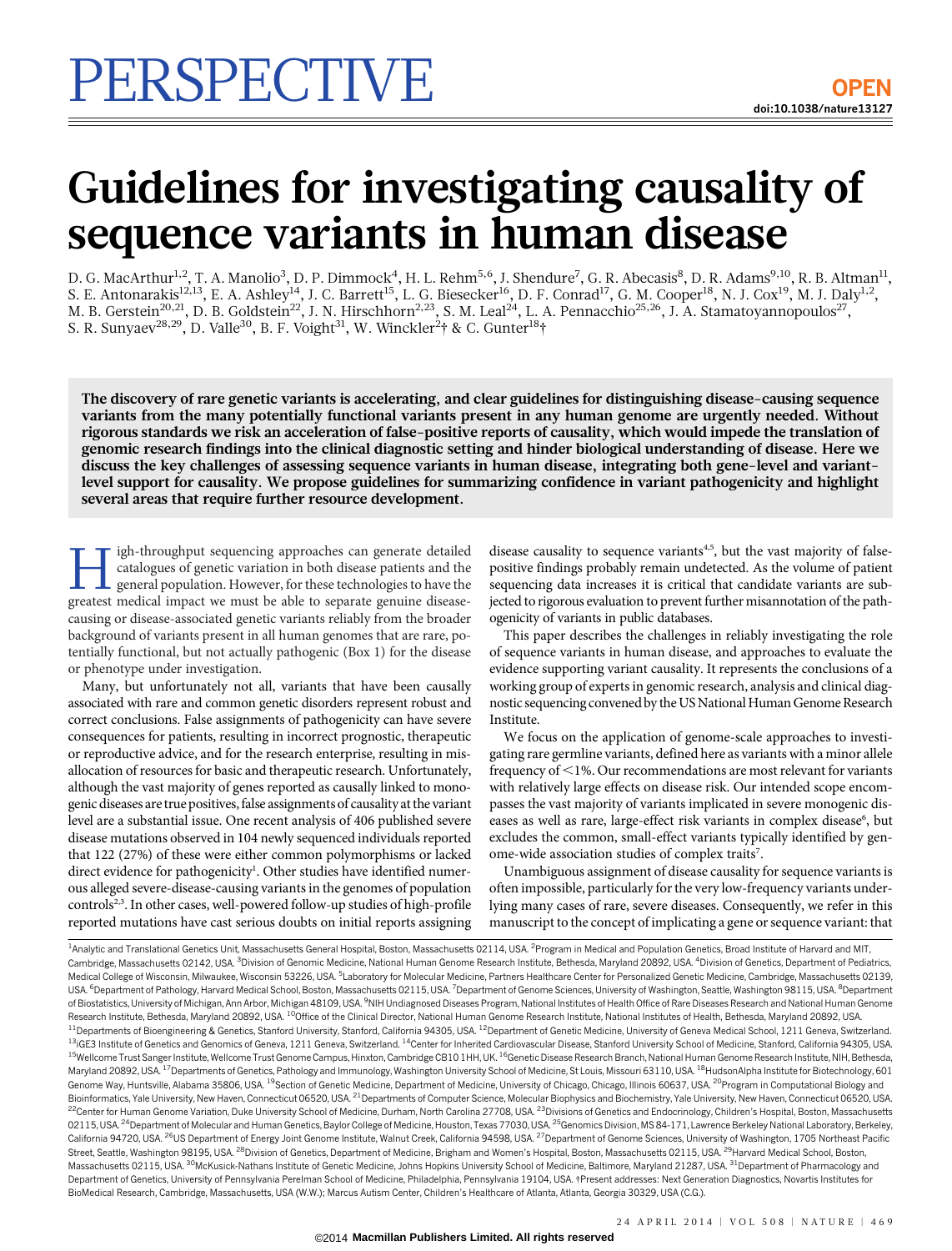PERSPECTIVE

OPEN

doi:10.1038/nature13127

# Guidelines for investigating causality of sequence variants in human disease

D. G. MacArthur[1,2], T. A. Manolio[3], D. P. Dimmock[4], H. L. Rehm[5,6], J. Shendure[7], G. R. Abecasis[8], D. R. Adams[9,10], R. B. Altman[11], S. E. Antonarakis[12,13], E. A. Ashley[14], J. C. Barrett[15], L. G. Biesecker[16], D. F. Conrad[17], G. M. Cooper[18], N. J. Cox[19], M. J. Daly[1,2], M. B. Gerstein[20,21], D. B. Goldstein[22], J. N. Hirschhorn[2,23], S. M. Leal[24], L. A. Pennacchio[25,26], J. A. Stamatoyannopoulos[27], S. R. Sunyaev[28,29], D. Valle[30], B. F. Voight[31], W. Winckler[2]† & C. Gunter[18]†

**The discovery of rare genetic variants is accelerating, and clear guidelines for distinguishing disease-causing sequence variants from the many potentially functional variants present in any human genome are urgently needed. Without rigorous standards we risk an acceleration of false-positive reports of causality, which would impede the translation of genomic research findings into the clinical diagnostic setting and hinder biological understanding of disease. Here we discuss the key challenges of assessing sequence variants in human disease, integrating both gene-level and variant-level support for causality. We propose guidelines for summarizing confidence in variant pathogenicity and highlight several areas that require further resource development.**

High-throughput sequencing approaches can generate detailed catalogues of genetic variation in both disease patients and the general population. However, for these technologies to have the greatest medical impact we must be able to separate genuine disease-causing or disease-associated genetic variants reliably from the broader background of variants present in all human genomes that are rare, potentially functional, but not actually pathogenic (Box 1) for the disease or phenotype under investigation.

Many, but unfortunately not all, variants that have been causally associated with rare and common genetic disorders represent robust and correct conclusions. False assignments of pathogenicity can have severe consequences for patients, resulting in incorrect prognostic, therapeutic or reproductive advice, and for the research enterprise, resulting in misallocation of resources for basic and therapeutic research. Unfortunately, although the vast majority of genes reported as causally linked to monogenic diseases are true positives, false assignments of causality at the variant level are a substantial issue. One recent analysis of 406 published severe disease mutations observed in 104 newly sequenced individuals reported that 122 (27%) of these were either common polymorphisms or lacked direct evidence for pathogenicity[1]. Other studies have identified numerous alleged severe-disease-causing variants in the genomes of population controls[2,3]. In other cases, well-powered follow-up studies of high-profile reported mutations have cast serious doubts on initial reports assigning disease causality to sequence variants[4,5], but the vast majority of false-positive findings probably remain undetected. As the volume of patient sequencing data increases it is critical that candidate variants are subjected to rigorous evaluation to prevent further misannotation of the pathogenicity of variants in public databases.

This paper describes the challenges in reliably investigating the role of sequence variants in human disease, and approaches to evaluate the evidence supporting variant causality. It represents the conclusions of a working group of experts in genomic research, analysis and clinical diagnostic sequencing convened by the US National Human Genome Research Institute.

We focus on the application of genome-scale approaches to investigating rare germline variants, defined here as variants with a minor allele frequency of <1%. Our recommendations are most relevant for variants with relatively large effects on disease risk. Our intended scope encompasses the vast majority of variants implicated in severe monogenic diseases as well as rare, large-effect risk variants in complex disease[6], but excludes the common, small-effect variants typically identified by genome-wide association studies of complex traits[7].

Unambiguous assignment of disease causality for sequence variants is often impossible, particularly for the very low-frequency variants underlying many cases of rare, severe diseases. Consequently, we refer in this manuscript to the concept of implicating a gene or sequence variant: that

[1]Analytic and Translational Genetics Unit, Massachusetts General Hospital, Boston, Massachusetts 02114, USA. [2]Program in Medical and Population Genetics, Broad Institute of Harvard and MIT, Cambridge, Massachusetts 02142, USA. [3]Division of Genomic Medicine, National Human Genome Research Institute, Bethesda, Maryland 20892, USA. [4]Division of Genetics, Department of Pediatrics, Medical College of Wisconsin, Milwaukee, Wisconsin 53226, USA. [5]Laboratory for Molecular Medicine, Partners Healthcare Center for Personalized Genetic Medicine, Cambridge, Massachusetts 02139, USA. [6]Department of Pathology, Harvard Medical School, Boston, Massachusetts 02115, USA. [7]Department of Genome Sciences, University of Washington, Seattle, Washington 98115, USA. [8]Department of Biostatistics, University of Michigan, Ann Arbor, Michigan 48109, USA. [9]NIH Undiagnosed Diseases Program, National Institutes of Health Office of Rare Diseases Research and National Human Genome Research Institute, Bethesda, Maryland 20892, USA. [10]Office of the Clinical Director, National Human Genome Research Institute, National Institutes of Health, Bethesda, Maryland 20892, USA. [11]Departments of Bioengineering & Genetics, Stanford University, Stanford, California 94305, USA. [12]Department of Genetic Medicine, University of Geneva Medical School, 1211 Geneva, Switzerland. [13]iGE3 Institute of Genetics and Genomics of Geneva, 1211 Geneva, Switzerland. [14]Center for Inherited Cardiovascular Disease, Stanford University School of Medicine, Stanford, California 94305, USA. [15]Wellcome Trust Sanger Institute, Wellcome Trust Genome Campus, Hinxton, Cambridge CB10 1HH, UK. [16]Genetic Disease Research Branch, National Human Genome Research Institute, NIH, Bethesda, Maryland 20892, USA. [17]Departments of Genetics, Pathology and Immunology, Washington University School of Medicine, St Louis, Missouri 63110, USA. [18]HudsonAlpha Institute for Biotechnology, 601 Genome Way, Huntsville, Alabama 35806, USA. [19]Section of Genetic Medicine, Department of Medicine, University of Chicago, Chicago, Illinois 60637, USA. [20]Program in Computational Biology and Bioinformatics, Yale University, New Haven, Connecticut 06520, USA. [21]Departments of Computer Science, Molecular Biophysics and Biochemistry, Yale University, New Haven, Connecticut 06520, USA. [22]Center for Human Genome Variation, Duke University School of Medicine, Durham, North Carolina 27708, USA. [23]Divisions of Genetics and Endocrinology, Children's Hospital, Boston, Massachusetts 02115, USA. [24]Department of Molecular and Human Genetics, Baylor College of Medicine, Houston, Texas 77030, USA. [25]Genomics Division, MS 84-171, Lawrence Berkeley National Laboratory, Berkeley, California 94720, USA. [26]US Department of Energy Joint Genome Institute, Walnut Creek, California 94598, USA. [27]Department of Genome Sciences, University of Washington, 1705 Northeast Pacific Street, Seattle, Washington 98195, USA. [28]Division of Genetics, Department of Medicine, Brigham and Women's Hospital, Boston, Massachusetts 02115, USA. [29]Harvard Medical School, Boston, Massachusetts 02115, USA. [30]McKusick-Nathans Institute of Genetic Medicine, Johns Hopkins University School of Medicine, Baltimore, Maryland 21287, USA. [31]Department of Pharmacology and Department of Genetics, University of Pennsylvania Perelman School of Medicine, Philadelphia, Pennsylvania 19104, USA. †Present addresses: Next Generation Diagnostics, Novartis Institutes for BioMedical Research, Cambridge, Massachusetts, USA (W.W.); Marcus Autism Center, Children's Healthcare of Atlanta, Atlanta, Georgia 30329, USA (C.G.).

©2014 Macmillan Publishers Limited. All rights reserved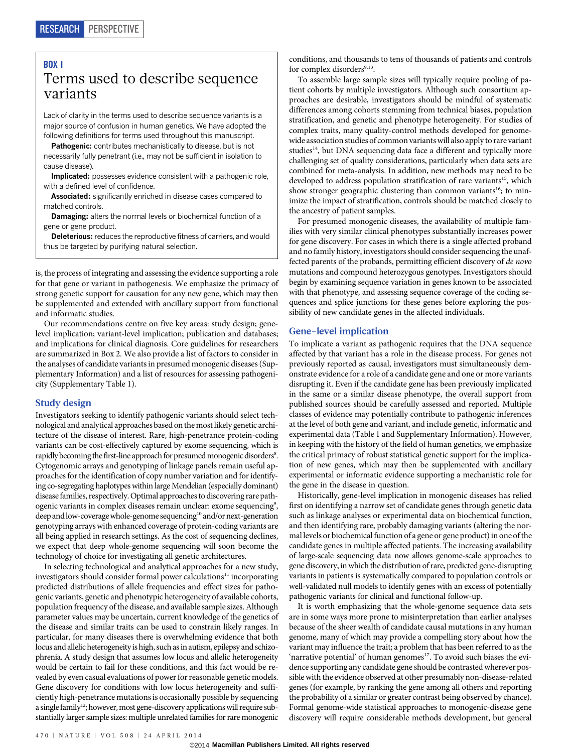## BOX 1

### Terms used to describe sequence variants

Lack of clarity in the terms used to describe sequence variants is a major source of confusion in human genetics. We have adopted the following definitions for terms used throughout this manuscript.

**Pathogenic:** contributes mechanistically to disease, but is not necessarily fully penetrant (i.e., may not be sufficient in isolation to cause disease).

**Implicated:** possesses evidence consistent with a pathogenic role, with a defined level of confidence.

**Associated:** significantly enriched in disease cases compared to matched controls.

**Damaging:** alters the normal levels or biochemical function of a gene or gene product.

**Deleterious:** reduces the reproductive fitness of carriers, and would thus be targeted by purifying natural selection.

is, the process of integrating and assessing the evidence supporting a role for that gene or variant in pathogenesis. We emphasize the primacy of strong genetic support for causation for any new gene, which may then be supplemented and extended with ancillary support from functional and informatic studies.

Our recommendations centre on five key areas: study design; gene-level implication; variant-level implication; publication and databases; and implications for clinical diagnosis. Core guidelines for researchers are summarized in Box 2. We also provide a list of factors to consider in the analyses of candidate variants in presumed monogenic diseases (Supplementary Information) and a list of resources for assessing pathogenicity (Supplementary Table 1).

## Study design

Investigators seeking to identify pathogenic variants should select technological and analytical approaches based on the most likely genetic architecture of the disease of interest. Rare, high-penetrance protein-coding variants can be cost-effectively captured by exome sequencing, which is rapidly becoming the first-line approach for presumed monogenic disorders[8]. Cytogenomic arrays and genotyping of linkage panels remain useful approaches for the identification of copy number variation and for identifying co-segregating haplotypes within large Mendelian (especially dominant) disease families, respectively. Optimal approaches to discovering rare pathogenic variants in complex diseases remain unclear: exome sequencing[9], deep and low-coverage whole-genome sequencing[10] and/or next-generation genotyping arrays with enhanced coverage of protein-coding variants are all being applied in research settings. As the cost of sequencing declines, we expect that deep whole-genome sequencing will soon become the technology of choice for investigating all genetic architectures.

In selecting technological and analytical approaches for a new study, investigators should consider formal power calculations[11] incorporating predicted distributions of allele frequencies and effect sizes for pathogenic variants, genetic and phenotypic heterogeneity of available cohorts, population frequency of the disease, and available sample sizes. Although parameter values may be uncertain, current knowledge of the genetics of the disease and similar traits can be used to constrain likely ranges. In particular, for many diseases there is overwhelming evidence that both locus and allelic heterogeneity is high, such as in autism, epilepsy and schizophrenia. A study design that assumes low locus and allelic heterogeneity would be certain to fail for these conditions, and this fact would be revealed by even casual evaluations of power for reasonable genetic models. Gene discovery for conditions with low locus heterogeneity and sufficiently high-penetrance mutations is occasionally possible by sequencing a single family[12]; however, most gene-discovery applications will require substantially larger sample sizes: multiple unrelated families for rare monogenic conditions, and thousands to tens of thousands of patients and controls for complex disorders[9,13].

To assemble large sample sizes will typically require pooling of patient cohorts by multiple investigators. Although such consortium approaches are desirable, investigators should be mindful of systematic differences among cohorts stemming from technical biases, population stratification, and genetic and phenotype heterogeneity. For studies of complex traits, many quality-control methods developed for genome-wide association studies of common variants will also apply to rare variant studies[14], but DNA sequencing data face a different and typically more challenging set of quality considerations, particularly when data sets are combined for meta-analysis. In addition, new methods may need to be developed to address population stratification of rare variants[15], which show stronger geographic clustering than common variants[16]; to minimize the impact of stratification, controls should be matched closely to the ancestry of patient samples.

For presumed monogenic diseases, the availability of multiple families with very similar clinical phenotypes substantially increases power for gene discovery. For cases in which there is a single affected proband and no family history, investigators should consider sequencing the unaffected parents of the probands, permitting efficient discovery of *de novo* mutations and compound heterozygous genotypes. Investigators should begin by examining sequence variation in genes known to be associated with that phenotype, and assessing sequence coverage of the coding sequences and splice junctions for these genes before exploring the possibility of new candidate genes in the affected individuals.

## Gene-level implication

To implicate a variant as pathogenic requires that the DNA sequence affected by that variant has a role in the disease process. For genes not previously reported as causal, investigators must simultaneously demonstrate evidence for a role of a candidate gene and one or more variants disrupting it. Even if the candidate gene has been previously implicated in the same or a similar disease phenotype, the overall support from published sources should be carefully assessed and reported. Multiple classes of evidence may potentially contribute to pathogenic inferences at the level of both gene and variant, and include genetic, informatic and experimental data (Table 1 and Supplementary Information). However, in keeping with the history of the field of human genetics, we emphasize the critical primacy of robust statistical genetic support for the implication of new genes, which may then be supplemented with ancillary experimental or informatic evidence supporting a mechanistic role for the gene in the disease in question.

Historically, gene-level implication in monogenic diseases has relied first on identifying a narrow set of candidate genes through genetic data such as linkage analyses or experimental data on biochemical function, and then identifying rare, probably damaging variants (altering the normal levels or biochemical function of a gene or gene product) in one of the candidate genes in multiple affected patients. The increasing availability of large-scale sequencing data now allows genome-scale approaches to gene discovery, in which the distribution of rare, predicted gene-disrupting variants in patients is systematically compared to population controls or well-validated null models to identify genes with an excess of potentially pathogenic variants for clinical and functional follow-up.

It is worth emphasizing that the whole-genome sequence data sets are in some ways more prone to misinterpretation than earlier analyses because of the sheer wealth of candidate causal mutations in any human genome, many of which may provide a compelling story about how the variant may influence the trait; a problem that has been referred to as the 'narrative potential' of human genomes[17]. To avoid such biases the evidence supporting any candidate gene should be contrasted wherever possible with the evidence observed at other presumably non-disease-related genes (for example, by ranking the gene among all others and reporting the probability of a similar or greater contrast being observed by chance). Formal genome-wide statistical approaches to monogenic-disease gene discovery will require considerable methods development, but general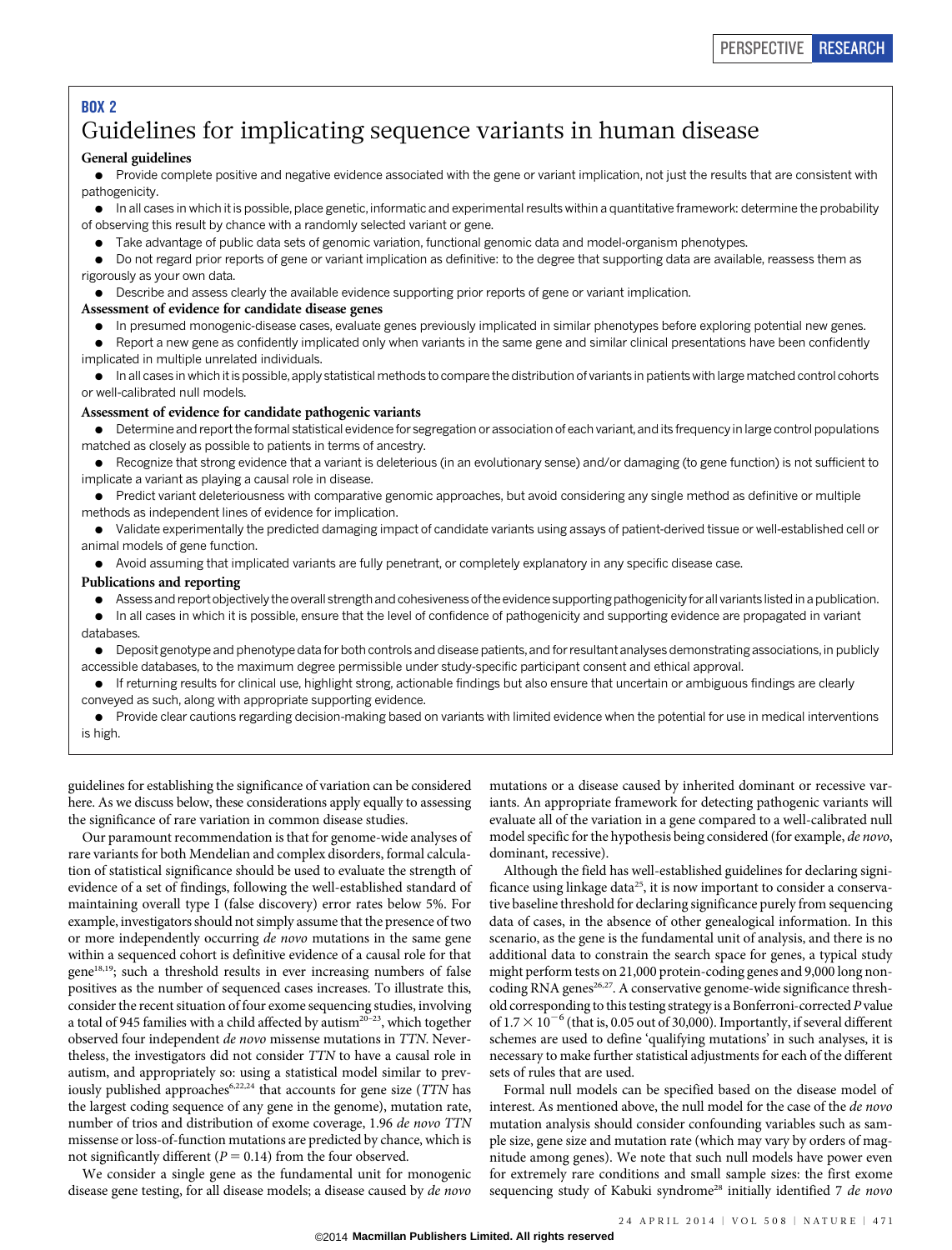## BOX 2

# Guidelines for implicating sequence variants in human disease

**General guidelines**

- Provide complete positive and negative evidence associated with the gene or variant implication, not just the results that are consistent with pathogenicity.
- In all cases in which it is possible, place genetic, informatic and experimental results within a quantitative framework: determine the probability of observing this result by chance with a randomly selected variant or gene.
- Take advantage of public data sets of genomic variation, functional genomic data and model-organism phenotypes.
- Do not regard prior reports of gene or variant implication as definitive: to the degree that supporting data are available, reassess them as rigorously as your own data.
- Describe and assess clearly the available evidence supporting prior reports of gene or variant implication.

**Assessment of evidence for candidate disease genes**

- In presumed monogenic-disease cases, evaluate genes previously implicated in similar phenotypes before exploring potential new genes.
- Report a new gene as confidently implicated only when variants in the same gene and similar clinical presentations have been confidently implicated in multiple unrelated individuals.
- In all cases in which it is possible, apply statistical methods to compare the distribution of variants in patients with large matched control cohorts or well-calibrated null models.

**Assessment of evidence for candidate pathogenic variants**

- Determine and report the formal statistical evidence for segregation or association of each variant, and its frequency in large control populations matched as closely as possible to patients in terms of ancestry.
- Recognize that strong evidence that a variant is deleterious (in an evolutionary sense) and/or damaging (to gene function) is not sufficient to implicate a variant as playing a causal role in disease.
- Predict variant deleteriousness with comparative genomic approaches, but avoid considering any single method as definitive or multiple methods as independent lines of evidence for implication.
- Validate experimentally the predicted damaging impact of candidate variants using assays of patient-derived tissue or well-established cell or animal models of gene function.
- Avoid assuming that implicated variants are fully penetrant, or completely explanatory in any specific disease case.

**Publications and reporting**

- Assess and report objectively the overall strength and cohesiveness of the evidence supporting pathogenicity for all variants listed in a publication.
- In all cases in which it is possible, ensure that the level of confidence of pathogenicity and supporting evidence are propagated in variant databases.
- Deposit genotype and phenotype data for both controls and disease patients, and for resultant analyses demonstrating associations, in publicly accessible databases, to the maximum degree permissible under study-specific participant consent and ethical approval.
- If returning results for clinical use, highlight strong, actionable findings but also ensure that uncertain or ambiguous findings are clearly conveyed as such, along with appropriate supporting evidence.
- Provide clear cautions regarding decision-making based on variants with limited evidence when the potential for use in medical interventions is high.

---

guidelines for establishing the significance of variation can be considered here. As we discuss below, these considerations apply equally to assessing the significance of rare variation in common disease studies.

Our paramount recommendation is that for genome-wide analyses of rare variants for both Mendelian and complex disorders, formal calculation of statistical significance should be used to evaluate the strength of evidence of a set of findings, following the well-established standard of maintaining overall type I (false discovery) error rates below 5%. For example, investigators should not simply assume that the presence of two or more independently occurring *de novo* mutations in the same gene within a sequenced cohort is definitive evidence of a causal role for that gene[18,19]; such a threshold results in ever increasing numbers of false positives as the number of sequenced cases increases. To illustrate this, consider the recent situation of four exome sequencing studies, involving a total of 945 families with a child affected by autism[20–23], which together observed four independent *de novo* missense mutations in *TTN*. Nevertheless, the investigators did not consider *TTN* to have a causal role in autism, and appropriately so: using a statistical model similar to previously published approaches[6,22,24] that accounts for gene size (*TTN* has the largest coding sequence of any gene in the genome), mutation rate, number of trios and distribution of exome coverage, 1.96 *de novo TTN* missense or loss-of-function mutations are predicted by chance, which is not significantly different ($P = 0.14$) from the four observed.

We consider a single gene as the fundamental unit for monogenic disease gene testing, for all disease models; a disease caused by *de novo* mutations or a disease caused by inherited dominant or recessive variants. An appropriate framework for detecting pathogenic variants will evaluate all of the variation in a gene compared to a well-calibrated null model specific for the hypothesis being considered (for example, *de novo*, dominant, recessive).

Although the field has well-established guidelines for declaring significance using linkage data[25], it is now important to consider a conservative baseline threshold for declaring significance purely from sequencing data of cases, in the absence of other genealogical information. In this scenario, as the gene is the fundamental unit of analysis, and there is no additional data to constrain the search space for genes, a typical study might perform tests on 21,000 protein-coding genes and 9,000 long non-coding RNA genes[26,27]. A conservative genome-wide significance threshold corresponding to this testing strategy is a Bonferroni-corrected $P$ value of $1.7 \times 10^{-6}$ (that is, 0.05 out of 30,000). Importantly, if several different schemes are used to define 'qualifying mutations' in such analyses, it is necessary to make further statistical adjustments for each of the different sets of rules that are used.

Formal null models can be specified based on the disease model of interest. As mentioned above, the null model for the case of the *de novo* mutation analysis should consider confounding variables such as sample size, gene size and mutation rate (which may vary by orders of magnitude among genes). We note that such null models have power even for extremely rare conditions and small sample sizes: the first exome sequencing study of Kabuki syndrome[28] initially identified 7 *de novo*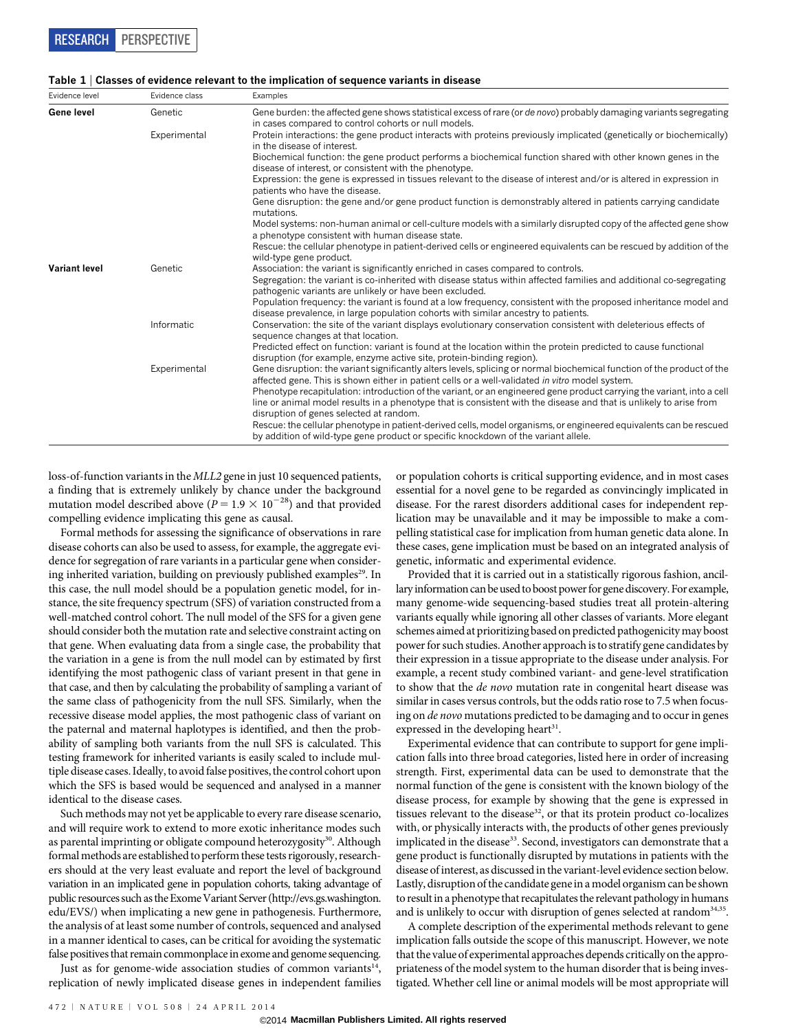**Table 1 | Classes of evidence relevant to the implication of sequence variants in disease**

| Evidence level | Evidence class | Examples |
|---|---|---|
| **Gene level** | Genetic | Gene burden: the affected gene shows statistical excess of rare (or *de novo*) probably damaging variants segregating in cases compared to control cohorts or null models. |
| | Experimental | Protein interactions: the gene product interacts with proteins previously implicated (genetically or biochemically) in the disease of interest.<br>Biochemical function: the gene product performs a biochemical function shared with other known genes in the disease of interest, or consistent with the phenotype.<br>Expression: the gene is expressed in tissues relevant to the disease of interest and/or is altered in expression in patients who have the disease.<br>Gene disruption: the gene and/or gene product function is demonstrably altered in patients carrying candidate mutations.<br>Model systems: non-human animal or cell-culture models with a similarly disrupted copy of the affected gene show a phenotype consistent with human disease state.<br>Rescue: the cellular phenotype in patient-derived cells or engineered equivalents can be rescued by addition of the wild-type gene product. |
| **Variant level** | Genetic | Association: the variant is significantly enriched in cases compared to controls.<br>Segregation: the variant is co-inherited with disease status within affected families and additional co-segregating pathogenic variants are unlikely or have been excluded.<br>Population frequency: the variant is found at a low frequency, consistent with the proposed inheritance model and disease prevalence, in large population cohorts with similar ancestry to patients. |
| | Informatic | Conservation: the site of the variant displays evolutionary conservation consistent with deleterious effects of sequence changes at that location.<br>Predicted effect on function: variant is found at the location within the protein predicted to cause functional disruption (for example, enzyme active site, protein-binding region). |
| | Experimental | Gene disruption: the variant significantly alters levels, splicing or normal biochemical function of the product of the affected gene. This is shown either in patient cells or a well-validated *in vitro* model system.<br>Phenotype recapitulation: introduction of the variant, or an engineered gene product carrying the variant, into a cell line or animal model results in a phenotype that is consistent with the disease and that is unlikely to arise from disruption of genes selected at random.<br>Rescue: the cellular phenotype in patient-derived cells, model organisms, or engineered equivalents can be rescued by addition of wild-type gene product or specific knockdown of the variant allele. |

loss-of-function variants in the *MLL2* gene in just 10 sequenced patients, a finding that is extremely unlikely by chance under the background mutation model described above ($P = 1.9 \times 10^{-28}$) and that provided compelling evidence implicating this gene as causal.

Formal methods for assessing the significance of observations in rare disease cohorts can also be used to assess, for example, the aggregate evidence for segregation of rare variants in a particular gene when considering inherited variation, building on previously published examples[29]. In this case, the null model should be a population genetic model, for instance, the site frequency spectrum (SFS) of variation constructed from a well-matched control cohort. The null model of the SFS for a given gene should consider both the mutation rate and selective constraint acting on that gene. When evaluating data from a single case, the probability that the variation in a gene is from the null model can by estimated by first identifying the most pathogenic class of variant present in that gene in that case, and then by calculating the probability of sampling a variant of the same class of pathogenicity from the null SFS. Similarly, when the recessive disease model applies, the most pathogenic class of variant on the paternal and maternal haplotypes is identified, and then the probability of sampling both variants from the null SFS is calculated. This testing framework for inherited variants is easily scaled to include multiple disease cases. Ideally, to avoid false positives, the control cohort upon which the SFS is based would be sequenced and analysed in a manner identical to the disease cases.

Such methods may not yet be applicable to every rare disease scenario, and will require work to extend to more exotic inheritance modes such as parental imprinting or obligate compound heterozygosity[30]. Although formal methods are established to perform these tests rigorously, researchers should at the very least evaluate and report the level of background variation in an implicated gene in population cohorts, taking advantage of public resources such as the Exome Variant Server (http://evs.gs.washington.edu/EVS/) when implicating a new gene in pathogenesis. Furthermore, the analysis of at least some number of controls, sequenced and analysed in a manner identical to cases, can be critical for avoiding the systematic false positives that remain commonplace in exome and genome sequencing.

Just as for genome-wide association studies of common variants[14], replication of newly implicated disease genes in independent families or population cohorts is critical supporting evidence, and in most cases essential for a novel gene to be regarded as convincingly implicated in disease. For the rarest disorders additional cases for independent replication may be unavailable and it may be impossible to make a compelling statistical case for implication from human genetic data alone. In these cases, gene implication must be based on an integrated analysis of genetic, informatic and experimental evidence.

Provided that it is carried out in a statistically rigorous fashion, ancillary information can be used to boost power for gene discovery. For example, many genome-wide sequencing-based studies treat all protein-altering variants equally while ignoring all other classes of variants. More elegant schemes aimed at prioritizing based on predicted pathogenicity may boost power for such studies. Another approach is to stratify gene candidates by their expression in a tissue appropriate to the disease under analysis. For example, a recent study combined variant- and gene-level stratification to show that the *de novo* mutation rate in congenital heart disease was similar in cases versus controls, but the odds ratio rose to 7.5 when focusing on *de novo* mutations predicted to be damaging and to occur in genes expressed in the developing heart[31].

Experimental evidence that can contribute to support for gene implication falls into three broad categories, listed here in order of increasing strength. First, experimental data can be used to demonstrate that the normal function of the gene is consistent with the known biology of the disease process, for example by showing that the gene is expressed in tissues relevant to the disease[32], or that its protein product co-localizes with, or physically interacts with, the products of other genes previously implicated in the disease[33]. Second, investigators can demonstrate that a gene product is functionally disrupted by mutations in patients with the disease of interest, as discussed in the variant-level evidence section below. Lastly, disruption of the candidate gene in a model organism can be shown to result in a phenotype that recapitulates the relevant pathology in humans and is unlikely to occur with disruption of genes selected at random[34,35].

A complete description of the experimental methods relevant to gene implication falls outside the scope of this manuscript. However, we note that the value of experimental approaches depends critically on the appropriateness of the model system to the human disorder that is being investigated. Whether cell line or animal models will be most appropriate will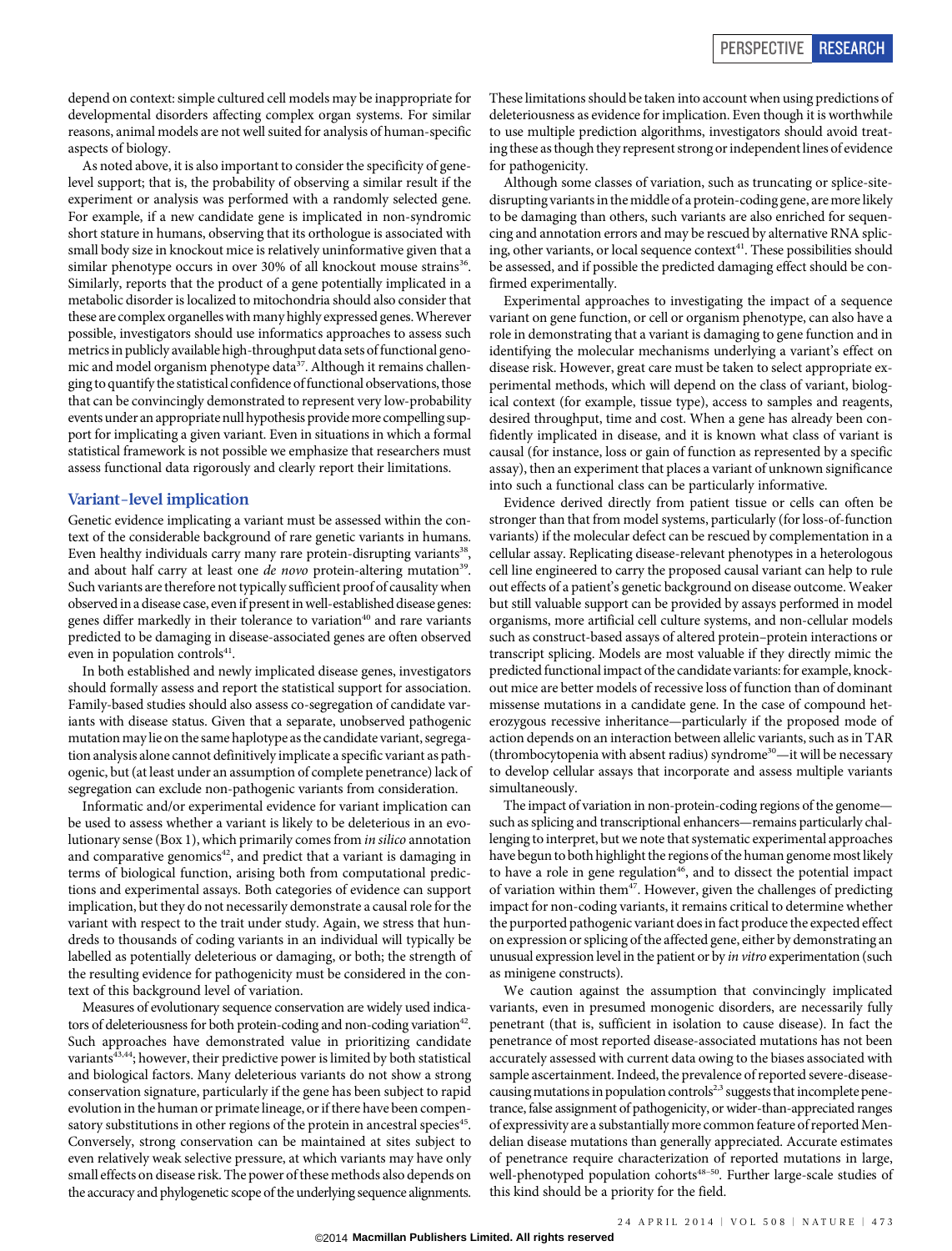depend on context: simple cultured cell models may be inappropriate for developmental disorders affecting complex organ systems. For similar reasons, animal models are not well suited for analysis of human-specific aspects of biology.

As noted above, it is also important to consider the specificity of gene-level support; that is, the probability of observing a similar result if the experiment or analysis was performed with a randomly selected gene. For example, if a new candidate gene is implicated in non-syndromic short stature in humans, observing that its orthologue is associated with small body size in knockout mice is relatively uninformative given that a similar phenotype occurs in over 30% of all knockout mouse strains[36]. Similarly, reports that the product of a gene potentially implicated in a metabolic disorder is localized to mitochondria should also consider that these are complex organelles with many highly expressed genes. Wherever possible, investigators should use informatics approaches to assess such metrics in publicly available high-throughput data sets of functional genomic and model organism phenotype data[37]. Although it remains challenging to quantify the statistical confidence of functional observations, those that can be convincingly demonstrated to represent very low-probability events under an appropriate null hypothesis provide more compelling support for implicating a given variant. Even in situations in which a formal statistical framework is not possible we emphasize that researchers must assess functional data rigorously and clearly report their limitations.

## Variant-level implication

Genetic evidence implicating a variant must be assessed within the context of the considerable background of rare genetic variants in humans. Even healthy individuals carry many rare protein-disrupting variants[38], and about half carry at least one *de novo* protein-altering mutation[39]. Such variants are therefore not typically sufficient proof of causality when observed in a disease case, even if present in well-established disease genes: genes differ markedly in their tolerance to variation[40] and rare variants predicted to be damaging in disease-associated genes are often observed even in population controls[41].

In both established and newly implicated disease genes, investigators should formally assess and report the statistical support for association. Family-based studies should also assess co-segregation of candidate variants with disease status. Given that a separate, unobserved pathogenic mutation may lie on the same haplotype as the candidate variant, segregation analysis alone cannot definitively implicate a specific variant as pathogenic, but (at least under an assumption of complete penetrance) lack of segregation can exclude non-pathogenic variants from consideration.

Informatic and/or experimental evidence for variant implication can be used to assess whether a variant is likely to be deleterious in an evolutionary sense (Box 1), which primarily comes from *in silico* annotation and comparative genomics[42], and predict that a variant is damaging in terms of biological function, arising both from computational predictions and experimental assays. Both categories of evidence can support implication, but they do not necessarily demonstrate a causal role for the variant with respect to the trait under study. Again, we stress that hundreds to thousands of coding variants in an individual will typically be labelled as potentially deleterious or damaging, or both; the strength of the resulting evidence for pathogenicity must be considered in the context of this background level of variation.

Measures of evolutionary sequence conservation are widely used indicators of deleteriousness for both protein-coding and non-coding variation[42]. Such approaches have demonstrated value in prioritizing candidate variants[43,44]; however, their predictive power is limited by both statistical and biological factors. Many deleterious variants do not show a strong conservation signature, particularly if the gene has been subject to rapid evolution in the human or primate lineage, or if there have been compensatory substitutions in other regions of the protein in ancestral species[45]. Conversely, strong conservation can be maintained at sites subject to even relatively weak selective pressure, at which variants may have only small effects on disease risk. The power of these methods also depends on the accuracy and phylogenetic scope of the underlying sequence alignments. These limitations should be taken into account when using predictions of deleteriousness as evidence for implication. Even though it is worthwhile to use multiple prediction algorithms, investigators should avoid treating these as though they represent strong or independent lines of evidence for pathogenicity.

Although some classes of variation, such as truncating or splice-site-disrupting variants in the middle of a protein-coding gene, are more likely to be damaging than others, such variants are also enriched for sequencing and annotation errors and may be rescued by alternative RNA splicing, other variants, or local sequence context[41]. These possibilities should be assessed, and if possible the predicted damaging effect should be confirmed experimentally.

Experimental approaches to investigating the impact of a sequence variant on gene function, or cell or organism phenotype, can also have a role in demonstrating that a variant is damaging to gene function and in identifying the molecular mechanisms underlying a variant's effect on disease risk. However, great care must be taken to select appropriate experimental methods, which will depend on the class of variant, biological context (for example, tissue type), access to samples and reagents, desired throughput, time and cost. When a gene has already been confidently implicated in disease, and it is known what class of variant is causal (for instance, loss or gain of function as represented by a specific assay), then an experiment that places a variant of unknown significance into such a functional class can be particularly informative.

Evidence derived directly from patient tissue or cells can often be stronger than that from model systems, particularly (for loss-of-function variants) if the molecular defect can be rescued by complementation in a cellular assay. Replicating disease-relevant phenotypes in a heterologous cell line engineered to carry the proposed causal variant can help to rule out effects of a patient's genetic background on disease outcome. Weaker but still valuable support can be provided by assays performed in model organisms, more artificial cell culture systems, and non-cellular models such as construct-based assays of altered protein–protein interactions or transcript splicing. Models are most valuable if they directly mimic the predicted functional impact of the candidate variants: for example, knockout mice are better models of recessive loss of function than of dominant missense mutations in a candidate gene. In the case of compound heterozygous recessive inheritance—particularly if the proposed mode of action depends on an interaction between allelic variants, such as in TAR (thrombocytopenia with absent radius) syndrome[30]—it will be necessary to develop cellular assays that incorporate and assess multiple variants simultaneously.

The impact of variation in non-protein-coding regions of the genome—such as splicing and transcriptional enhancers—remains particularly challenging to interpret, but we note that systematic experimental approaches have begun to both highlight the regions of the human genome most likely to have a role in gene regulation[46], and to dissect the potential impact of variation within them[47]. However, given the challenges of predicting impact for non-coding variants, it remains critical to determine whether the purported pathogenic variant does in fact produce the expected effect on expression or splicing of the affected gene, either by demonstrating an unusual expression level in the patient or by *in vitro* experimentation (such as minigene constructs).

We caution against the assumption that convincingly implicated variants, even in presumed monogenic disorders, are necessarily fully penetrant (that is, sufficient in isolation to cause disease). In fact the penetrance of most reported disease-associated mutations has not been accurately assessed with current data owing to the biases associated with sample ascertainment. Indeed, the prevalence of reported severe-disease-causing mutations in population controls[2,3] suggests that incomplete penetrance, false assignment of pathogenicity, or wider-than-appreciated ranges of expressivity are a substantially more common feature of reported Mendelian disease mutations than generally appreciated. Accurate estimates of penetrance require characterization of reported mutations in large, well-phenotyped population cohorts[48–50]. Further large-scale studies of this kind should be a priority for the field.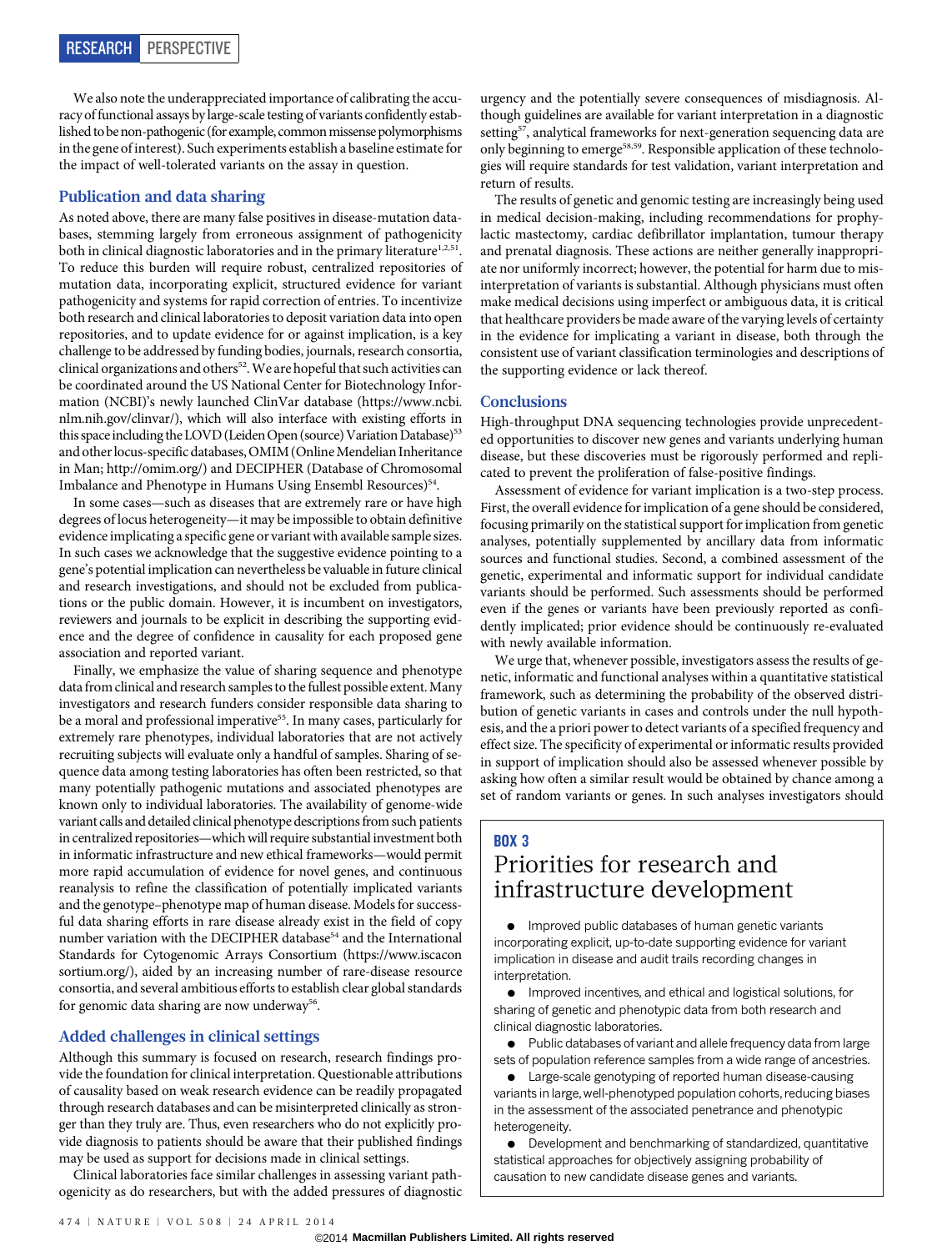We also note the underappreciated importance of calibrating the accuracy of functional assays by large-scale testing of variants confidently established to be non-pathogenic (for example, common missense polymorphisms in the gene of interest). Such experiments establish a baseline estimate for the impact of well-tolerated variants on the assay in question.

## Publication and data sharing

As noted above, there are many false positives in disease-mutation databases, stemming largely from erroneous assignment of pathogenicity both in clinical diagnostic laboratories and in the primary literature[1,2,51]. To reduce this burden will require robust, centralized repositories of mutation data, incorporating explicit, structured evidence for variant pathogenicity and systems for rapid correction of entries. To incentivize both research and clinical laboratories to deposit variation data into open repositories, and to update evidence for or against implication, is a key challenge to be addressed by funding bodies, journals, research consortia, clinical organizations and others[52]. We are hopeful that such activities can be coordinated around the US National Center for Biotechnology Information (NCBI)'s newly launched ClinVar database (https://www.ncbi.nlm.nih.gov/clinvar/), which will also interface with existing efforts in this space including the LOVD (Leiden Open (source) Variation Database)[53] and other locus-specific databases, OMIM (Online Mendelian Inheritance in Man; http://omim.org/) and DECIPHER (Database of Chromosomal Imbalance and Phenotype in Humans Using Ensembl Resources)[54].

In some cases—such as diseases that are extremely rare or have high degrees of locus heterogeneity—it may be impossible to obtain definitive evidence implicating a specific gene or variant with available sample sizes. In such cases we acknowledge that the suggestive evidence pointing to a gene's potential implication can nevertheless be valuable in future clinical and research investigations, and should not be excluded from publications or the public domain. However, it is incumbent on investigators, reviewers and journals to be explicit in describing the supporting evidence and the degree of confidence in causality for each proposed gene association and reported variant.

Finally, we emphasize the value of sharing sequence and phenotype data from clinical and research samples to the fullest possible extent. Many investigators and research funders consider responsible data sharing to be a moral and professional imperative[55]. In many cases, particularly for extremely rare phenotypes, individual laboratories that are not actively recruiting subjects will evaluate only a handful of samples. Sharing of sequence data among testing laboratories has often been restricted, so that many potentially pathogenic mutations and associated phenotypes are known only to individual laboratories. The availability of genome-wide variant calls and detailed clinical phenotype descriptions from such patients in centralized repositories—which will require substantial investment both in informatic infrastructure and new ethical frameworks—would permit more rapid accumulation of evidence for novel genes, and continuous reanalysis to refine the classification of potentially implicated variants and the genotype–phenotype map of human disease. Models for successful data sharing efforts in rare disease already exist in the field of copy number variation with the DECIPHER database[54] and the International Standards for Cytogenomic Arrays Consortium (https://www.iscaconsortium.org/), aided by an increasing number of rare-disease resource consortia, and several ambitious efforts to establish clear global standards for genomic data sharing are now underway[56].

## Added challenges in clinical settings

Although this summary is focused on research, research findings provide the foundation for clinical interpretation. Questionable attributions of causality based on weak research evidence can be readily propagated through research databases and can be misinterpreted clinically as stronger than they truly are. Thus, even researchers who do not explicitly provide diagnosis to patients should be aware that their published findings may be used as support for decisions made in clinical settings.

Clinical laboratories face similar challenges in assessing variant pathogenicity as do researchers, but with the added pressures of diagnostic urgency and the potentially severe consequences of misdiagnosis. Although guidelines are available for variant interpretation in a diagnostic setting[57], analytical frameworks for next-generation sequencing data are only beginning to emerge[58,59]. Responsible application of these technologies will require standards for test validation, variant interpretation and return of results.

The results of genetic and genomic testing are increasingly being used in medical decision-making, including recommendations for prophylactic mastectomy, cardiac defibrillator implantation, tumour therapy and prenatal diagnosis. These actions are neither generally inappropriate nor uniformly incorrect; however, the potential for harm due to misinterpretation of variants is substantial. Although physicians must often make medical decisions using imperfect or ambiguous data, it is critical that healthcare providers be made aware of the varying levels of certainty in the evidence for implicating a variant in disease, both through the consistent use of variant classification terminologies and descriptions of the supporting evidence or lack thereof.

## Conclusions

High-throughput DNA sequencing technologies provide unprecedented opportunities to discover new genes and variants underlying human disease, but these discoveries must be rigorously performed and replicated to prevent the proliferation of false-positive findings.

Assessment of evidence for variant implication is a two-step process. First, the overall evidence for implication of a gene should be considered, focusing primarily on the statistical support for implication from genetic analyses, potentially supplemented by ancillary data from informatic sources and functional studies. Second, a combined assessment of the genetic, experimental and informatic support for individual candidate variants should be performed. Such assessments should be performed even if the genes or variants have been previously reported as confidently implicated; prior evidence should be continuously re-evaluated with newly available information.

We urge that, whenever possible, investigators assess the results of genetic, informatic and functional analyses within a quantitative statistical framework, such as determining the probability of the observed distribution of genetic variants in cases and controls under the null hypothesis, and the a priori power to detect variants of a specified frequency and effect size. The specificity of experimental or informatic results provided in support of implication should also be assessed whenever possible by asking how often a similar result would be obtained by chance among a set of random variants or genes. In such analyses investigators should

> **BOX 3**
>
> ### Priorities for research and infrastructure development
>
> - Improved public databases of human genetic variants incorporating explicit, up-to-date supporting evidence for variant implication in disease and audit trails recording changes in interpretation.
> - Improved incentives, and ethical and logistical solutions, for sharing of genetic and phenotypic data from both research and clinical diagnostic laboratories.
> - Public databases of variant and allele frequency data from large sets of population reference samples from a wide range of ancestries.
> - Large-scale genotyping of reported human disease-causing variants in large, well-phenotyped population cohorts, reducing biases in the assessment of the associated penetrance and phenotypic heterogeneity.
> - Development and benchmarking of standardized, quantitative statistical approaches for objectively assigning probability of causation to new candidate disease genes and variants.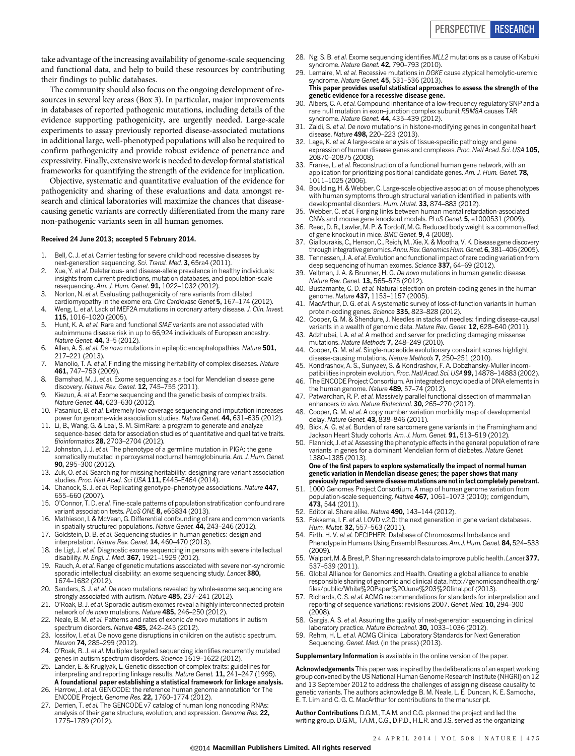take advantage of the increasing availability of genome-scale sequencing and functional data, and help to build these resources by contributing their findings to public databases.

The community should also focus on the ongoing development of resources in several key areas (Box 3). In particular, major improvements in databases of reported pathogenic mutations, including details of the evidence supporting pathogenicity, are urgently needed. Large-scale experiments to assay previously reported disease-associated mutations in additional large, well-phenotyped populations will also be required to confirm pathogenicity and provide robust evidence of penetrance and expressivity. Finally, extensive work is needed to develop formal statistical frameworks for quantifying the strength of the evidence for implication.

Objective, systematic and quantitative evaluation of the evidence for pathogenicity and sharing of these evaluations and data amongst research and clinical laboratories will maximize the chances that disease-causing genetic variants are correctly differentiated from the many rare non-pathogenic variants seen in all human genomes.

**Received 24 June 2013; accepted 5 February 2014.**

1. Bell, C. J. *et al.* Carrier testing for severe childhood recessive diseases by next-generation sequencing. *Sci. Transl. Med.* **3,** 65ra4 (2011).
2. Xue, Y. *et al.* Deleterious- and disease-allele prevalence in healthy individuals: insights from current predictions, mutation databases, and population-scale resequencing. *Am. J. Hum. Genet.* **91,** 1022–1032 (2012).
3. Norton, N. *et al.* Evaluating pathogenicity of rare variants from dilated cardiomyopathy in the exome era. *Circ Cardiovasc Genet* **5,** 167–174 (2012).
4. Weng, L. *et al.* Lack of MEF2A mutations in coronary artery disease. *J. Clin. Invest.* **115,** 1016–1020 (2005).
5. Hunt, K. A. *et al.* Rare and functional *SIAE* variants are not associated with autoimmune disease risk in up to 66,924 individuals of European ancestry. *Nature Genet.* **44,** 3–5 (2012).
6. Allen, A. S. *et al. De novo* mutations in epileptic encephalopathies. *Nature* **501,** 217–221 (2013).
7. Manolio, T. A. *et al.* Finding the missing heritability of complex diseases. *Nature* **461,** 747–753 (2009).
8. Bamshad, M. J. *et al.* Exome sequencing as a tool for Mendelian disease gene discovery. *Nature Rev. Genet.* **12,** 745–755 (2011).
9. Kiezun, A. *et al.* Exome sequencing and the genetic basis of complex traits. *Nature Genet.* **44,** 623–630 (2012).
10. Pasaniuc, B. *et al.* Extremely low-coverage sequencing and imputation increases power for genome-wide association studies. *Nature Genet.* **44,** 631–635 (2012).
11. Li, B., Wang, G. & Leal, S. M. SimRare: a program to generate and analyze sequence-based data for association studies of quantitative and qualitative traits. *Bioinformatics* **28,** 2703–2704 (2012).
12. Johnston, J. J. *et al.* The phenotype of a germline mutation in PIGA: the gene somatically mutated in paroxysmal nocturnal hemoglobinuria. *Am. J. Hum. Genet.* **90,** 295–300 (2012).
13. Zuk, O. *et al.* Searching for missing heritability: designing rare variant association studies. *Proc. Natl Acad. Sci USA* **111,** E445–E464 (2014).
14. Chanock, S. J. *et al.* Replicating genotype–phenotype associations. *Nature* **447,** 655–660 (2007).
15. O'Connor, T. D. *et al.* Fine-scale patterns of population stratification confound rare variant association tests. *PLoS ONE* **8,** e65834 (2013).
16. Mathieson, I. & McVean, G. Differential confounding of rare and common variants in spatially structured populations. *Nature Genet.* **44,** 243–246 (2012).
17. Goldstein, D. B. *et al.* Sequencing studies in human genetics: design and interpretation. *Nature Rev. Genet.* **14,** 460–470 (2013).
18. de Ligt, J. *et al.* Diagnostic exome sequencing in persons with severe intellectual disability. *N. Engl. J. Med.* **367,** 1921–1929 (2012).
19. Rauch, A. *et al.* Range of genetic mutations associated with severe non-syndromic sporadic intellectual disability: an exome sequencing study. *Lancet* **380,** 1674–1682 (2012).
20. Sanders, S. J. *et al. De novo* mutations revealed by whole-exome sequencing are strongly associated with autism. *Nature* **485,** 237–241 (2012).
21. O'Roak, B. J. *et al.* Sporadic autism exomes reveal a highly interconnected protein network of *de novo* mutations. *Nature* **485,** 246–250 (2012).
22. Neale, B. M. *et al.* Patterns and rates of exonic *de novo* mutations in autism spectrum disorders. *Nature* **485,** 242–245 (2012).
23. Iossifov, I. *et al.* De novo gene disruptions in children on the autistic spectrum. *Neuron* **74,** 285–299 (2012).
24. O'Roak, B. J. *et al.* Multiplex targeted sequencing identifies recurrently mutated genes in autism spectrum disorders. *Science* 1619–1622 (2012).
25. Lander, E. & Kruglyak, L. Genetic dissection of complex traits: guidelines for interpreting and reporting linkage results. *Nature Genet.* **11,** 241–247 (1995).
   **A foundational paper establishing a statistical framework for linkage analysis.**
26. Harrow, J. *et al.* GENCODE: the reference human genome annotation for The ENCODE Project. *Genome Res.* **22,** 1760–1774 (2012).
27. Derrien, T. *et al.* The GENCODE v7 catalog of human long noncoding RNAs: analysis of their gene structure, evolution, and expression. *Genome Res.* **22,** 1775–1789 (2012).
28. Ng, S. B. *et al.* Exome sequencing identifies *MLL2* mutations as a cause of Kabuki syndrome. *Nature Genet.* **42,** 790–793 (2010).
29. Lemaire, M. *et al.* Recessive mutations in *DGKE* cause atypical hemolytic-uremic syndrome. *Nature Genet.* **45,** 531–536 (2013).
   **This paper provides useful statistical approaches to assess the strength of the genetic evidence for a recessive disease gene.**
30. Albers, C. A. *et al.* Compound inheritance of a low-frequency regulatory SNP and a rare null mutation in exon–junction complex subunit *RBM8A* causes TAR syndrome. *Nature Genet.* **44,** 435–439 (2012).
31. Zaidi, S. *et al. De novo* mutations in histone-modifying genes in congenital heart disease. *Nature* **498,** 220–223 (2013).
32. Lage, K. *et al.* A large-scale analysis of tissue-specific pathology and gene expression of human disease genes and complexes. *Proc. Natl Acad. Sci. USA* **105,** 20870–20875 (2008).
33. Franke, L. *et al.* Reconstruction of a functional human gene network, with an application for prioritizing positional candidate genes. *Am. J. Hum. Genet.* **78,** 1011–1025 (2006).
34. Boulding, H. & Webber, C. Large-scale objective association of mouse phenotypes with human symptoms through structural variation identified in patients with developmental disorders. *Hum. Mutat.* **33,** 874–883 (2012).
35. Webber, C. *et al.* Forging links between human mental retardation-associated CNVs and mouse gene knockout models. *PLoS Genet.* **5,** e1000531 (2009).
36. Reed, D. R., Lawler, M. P. & Tordoff, M. G. Reduced body weight is a common effect of gene knockout in mice. *BMC Genet.* **9,** 4 (2008).
37. Giallourakis, C., Henson, C., Reich, M., Xie, X. & Mootha, V. K. Disease gene discovery through integrative genomics. *Annu. Rev. Genomics Hum. Genet.* **6,** 381–406 (2005).
38. Tennessen, J. A. *et al.* Evolution and functional impact of rare coding variation from deep sequencing of human exomes. *Science* **337,** 64–69 (2012).
39. Veltman, J. A. & Brunner, H. G. *De novo* mutations in human genetic disease. *Nature Rev. Genet.* **13,** 565–575 (2012).
40. Bustamante, C. D. *et al.* Natural selection on protein-coding genes in the human genome. *Nature* **437,** 1153–1157 (2005).
41. MacArthur, D. G. *et al.* A systematic survey of loss-of-function variants in human protein-coding genes. *Science* **335,** 823–828 (2012).
42. Cooper, G. M. & Shendure, J. Needles in stacks of needles: finding disease-causal variants in a wealth of genomic data. *Nature Rev. Genet.* **12,** 628–640 (2011).
43. Adzhubei, I. A. *et al.* A method and server for predicting damaging missense mutations. *Nature Methods* **7,** 248–249 (2010).
44. Cooper, G. M. *et al.* Single-nucleotide evolutionary constraint scores highlight disease-causing mutations. *Nature Methods* **7,** 250–251 (2010).
45. Kondrashov, A. S., Sunyaev, S. & Kondrashov, F. A. Dobzhansky-Muller incompatibilities in protein evolution. *Proc. Natl Acad. Sci. USA* **99,** 14878–14883 (2002).
46. The ENCODE Project Consortium. An integrated encyclopedia of DNA elements in the human genome. *Nature* **489,** 57–74 (2012).
47. Patwardhan, R. P. *et al.* Massively parallel functional dissection of mammalian enhancers *in vivo*. *Nature Biotechnol.* **30,** 265–270 (2012).
48. Cooper, G. M. *et al.* A copy number variation morbidity map of developmental delay. *Nature Genet.* **43,** 838–846 (2011).
49. Bick, A. G. *et al.* Burden of rare sarcomere gene variants in the Framingham and Jackson Heart Study cohorts. *Am. J. Hum. Genet.* **91,** 513–519 (2012).
50. Flannick, J. *et al.* Assessing the phenotypic effects in the general population of rare variants in genes for a dominant Mendelian form of diabetes. *Nature Genet.* 1380–1385 (2013).
   **One of the first papers to explore systematically the impact of normal human genetic variation in Mendelian disease genes; the paper shows that many previously reported severe disease mutations are not in fact completely penetrant.**
51. 1000 Genomes Project Consortium. A map of human genome variation from population-scale sequencing. *Nature* **467,** 1061–1073 (2010); corrigendum, **473,** 544 (2011).
52. Editorial. Share alike. *Nature* **490,** 143–144 (2012).
53. Fokkema, I. F. *et al.* LOVD v.2.0: the next generation in gene variant databases. *Hum. Mutat.* **32,** 557–563 (2011).
54. Firth, H. V. *et al.* DECIPHER: Database of Chromosomal Imbalance and Phenotype in Humans Using Ensembl Resources. *Am. J. Hum. Genet.* **84,** 524–533 (2009).
55. Walport, M. & Brest, P. Sharing research data to improve public health. *Lancet* **377,** 537–539 (2011).
56. Global Alliance for Genomics and Health. Creating a global alliance to enable responsible sharing of genomic and clinical data. http://genomicsandhealth.org/files/public/White%20Paper%20June%203%20final.pdf (2013).
57. Richards, C. S. *et al.* ACMG recommendations for standards for interpretation and reporting of sequence variations: revisions 2007. *Genet. Med.* **10,** 294–300 (2008).
58. Gargis, A. S. *et al.* Assuring the quality of next-generation sequencing in clinical laboratory practice. *Nature Biotechnol.* **30,** 1033–1036 (2012).
59. Rehm, H. L. *et al.* ACMG Clinical Laboratory Standards for Next Generation Sequencing. *Genet. Med.* (in the press) (2013).

**Supplementary Information** is available in the online version of the paper.

**Acknowledgements** This paper was inspired by the deliberations of an expert working group convened by the US National Human Genome Research Institute (NHGRI) on 12 and 13 September 2012 to address the challenges of assigning disease causality to genetic variants. The authors acknowledge B. M. Neale, L. E. Duncan, K. E. Samocha, E. T. Lim and C. G. C. MacArthur for contributions to the manuscript.

**Author Contributions** D.G.M., T.A.M. and C.G. planned the project and led the writing group. D.G.M., T.A.M., C.G., D.P.D., H.L.R. and J.S. served as the organizing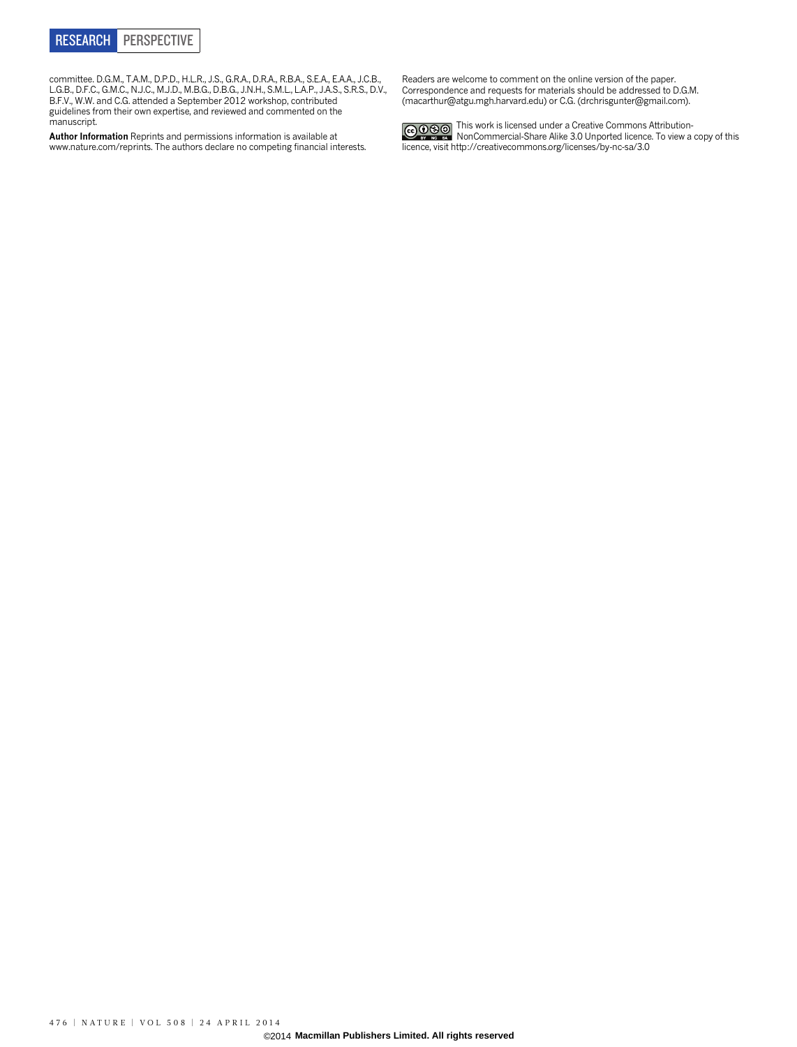committee. D.G.M., T.A.M., D.P.D., H.L.R., J.S., G.R.A., D.R.A., R.B.A., S.E.A., E.A.A., J.C.B., L.G.B., D.F.C., G.M.C., N.J.C., M.J.D., M.B.G., D.B.G., J.N.H., S.M.L., L.A.P., J.A.S., S.R.S., D.V., B.F.V., W.W. and C.G. attended a September 2012 workshop, contributed guidelines from their own expertise, and reviewed and commented on the manuscript.

**Author Information** Reprints and permissions information is available at www.nature.com/reprints. The authors declare no competing financial interests.

Readers are welcome to comment on the online version of the paper. Correspondence and requests for materials should be addressed to D.G.M. (macarthur@atgu.mgh.harvard.edu) or C.G. (drchrisgunter@gmail.com).

This work is licensed under a Creative Commons Attribution-NonCommercial-Share Alike 3.0 Unported licence. To view a copy of this licence, visit http://creativecommons.org/licenses/by-nc-sa/3.0